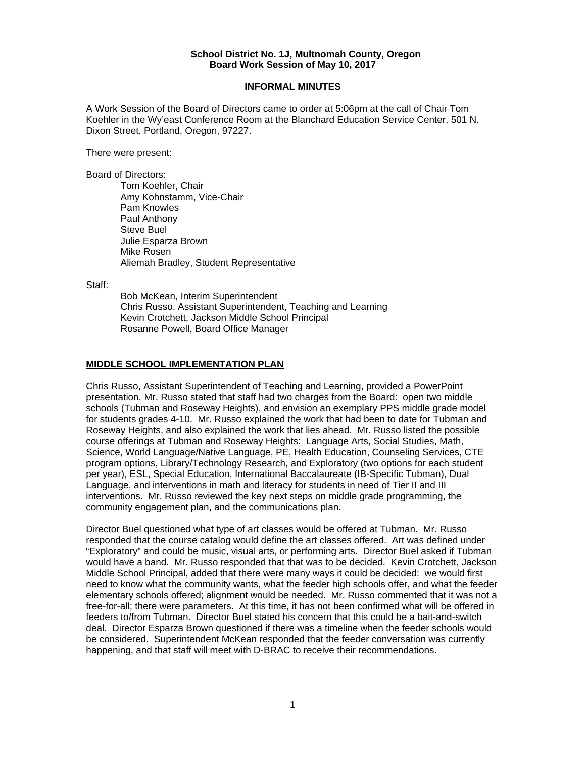**School District No. 1J, Multnomah County, Oregon**
**Board Work Session of May 10, 2017**

**INFORMAL MINUTES**

A Work Session of the Board of Directors came to order at 5:06pm at the call of Chair Tom Koehler in the Wy'east Conference Room at the Blanchard Education Service Center, 501 N. Dixon Street, Portland, Oregon, 97227.

There were present:

Board of Directors:

Tom Koehler, Chair
Amy Kohnstamm, Vice-Chair
Pam Knowles
Paul Anthony
Steve Buel
Julie Esparza Brown
Mike Rosen
Aliemah Bradley, Student Representative

Staff:

Bob McKean, Interim Superintendent
Chris Russo, Assistant Superintendent, Teaching and Learning
Kevin Crotchett, Jackson Middle School Principal
Rosanne Powell, Board Office Manager

**MIDDLE SCHOOL IMPLEMENTATION PLAN**

Chris Russo, Assistant Superintendent of Teaching and Learning, provided a PowerPoint presentation. Mr. Russo stated that staff had two charges from the Board: open two middle schools (Tubman and Roseway Heights), and envision an exemplary PPS middle grade model for students grades 4-10. Mr. Russo explained the work that had been to date for Tubman and Roseway Heights, and also explained the work that lies ahead. Mr. Russo listed the possible course offerings at Tubman and Roseway Heights: Language Arts, Social Studies, Math, Science, World Language/Native Language, PE, Health Education, Counseling Services, CTE program options, Library/Technology Research, and Exploratory (two options for each student per year), ESL, Special Education, International Baccalaureate (IB-Specific Tubman), Dual Language, and interventions in math and literacy for students in need of Tier II and III interventions. Mr. Russo reviewed the key next steps on middle grade programming, the community engagement plan, and the communications plan.

Director Buel questioned what type of art classes would be offered at Tubman. Mr. Russo responded that the course catalog would define the art classes offered. Art was defined under "Exploratory" and could be music, visual arts, or performing arts. Director Buel asked if Tubman would have a band. Mr. Russo responded that that was to be decided. Kevin Crotchett, Jackson Middle School Principal, added that there were many ways it could be decided: we would first need to know what the community wants, what the feeder high schools offer, and what the feeder elementary schools offered; alignment would be needed. Mr. Russo commented that it was not a free-for-all; there were parameters. At this time, it has not been confirmed what will be offered in feeders to/from Tubman. Director Buel stated his concern that this could be a bait-and-switch deal. Director Esparza Brown questioned if there was a timeline when the feeder schools would be considered. Superintendent McKean responded that the feeder conversation was currently happening, and that staff will meet with D-BRAC to receive their recommendations.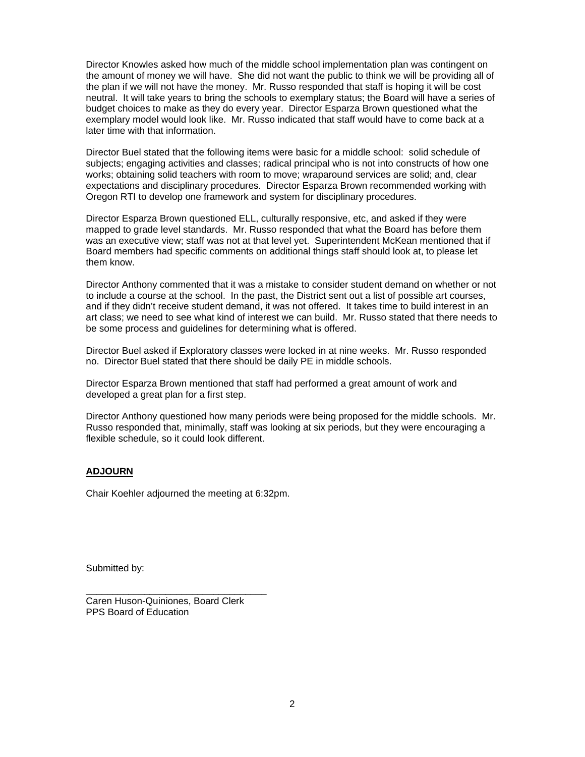Director Knowles asked how much of the middle school implementation plan was contingent on the amount of money we will have. She did not want the public to think we will be providing all of the plan if we will not have the money. Mr. Russo responded that staff is hoping it will be cost neutral. It will take years to bring the schools to exemplary status; the Board will have a series of budget choices to make as they do every year. Director Esparza Brown questioned what the exemplary model would look like. Mr. Russo indicated that staff would have to come back at a later time with that information.

Director Buel stated that the following items were basic for a middle school: solid schedule of subjects; engaging activities and classes; radical principal who is not into constructs of how one works; obtaining solid teachers with room to move; wraparound services are solid; and, clear expectations and disciplinary procedures. Director Esparza Brown recommended working with Oregon RTI to develop one framework and system for disciplinary procedures.

Director Esparza Brown questioned ELL, culturally responsive, etc, and asked if they were mapped to grade level standards. Mr. Russo responded that what the Board has before them was an executive view; staff was not at that level yet. Superintendent McKean mentioned that if Board members had specific comments on additional things staff should look at, to please let them know.

Director Anthony commented that it was a mistake to consider student demand on whether or not to include a course at the school. In the past, the District sent out a list of possible art courses, and if they didn't receive student demand, it was not offered. It takes time to build interest in an art class; we need to see what kind of interest we can build. Mr. Russo stated that there needs to be some process and guidelines for determining what is offered.

Director Buel asked if Exploratory classes were locked in at nine weeks. Mr. Russo responded no. Director Buel stated that there should be daily PE in middle schools.

Director Esparza Brown mentioned that staff had performed a great amount of work and developed a great plan for a first step.

Director Anthony questioned how many periods were being proposed for the middle schools. Mr. Russo responded that, minimally, staff was looking at six periods, but they were encouraging a flexible schedule, so it could look different.

## ADJOURN

Chair Koehler adjourned the meeting at 6:32pm.

Submitted by:

\_\_\_\_\_\_\_\_\_\_\_\_\_\_\_\_\_\_\_\_\_\_\_\_\_\_\_\_\_\_\_\_\_\_\_

Caren Huson-Quiniones, Board Clerk
PPS Board of Education